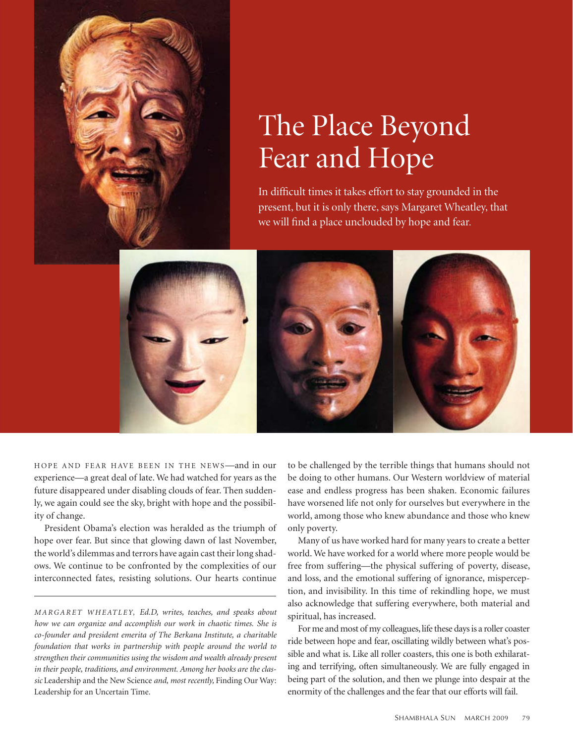# The Place Beyond Fear and Hope

In difficult times it takes effort to stay grounded in the present, but it is only there, says Margaret Wheatley, that we will find a place unclouded by hope and fear.

HOPE AND FEAR HAVE BEEN IN THE NEWS—and in our experience—a great deal of late. We had watched for years as the future disappeared under disabling clouds of fear. Then suddenly, we again could see the sky, bright with hope and the possibility of change.

President Obama's election was heralded as the triumph of hope over fear. But since that glowing dawn of last November, the world's dilemmas and terrors have again cast their long shadows. We continue to be confronted by the complexities of our interconnected fates, resisting solutions. Our hearts continue to be challenged by the terrible things that humans should not be doing to other humans. Our Western worldview of material ease and endless progress has been shaken. Economic failures have worsened life not only for ourselves but everywhere in the world, among those who knew abundance and those who knew only poverty.

Many of us have worked hard for many years to create a better world. We have worked for a world where more people would be free from suffering—the physical suffering of poverty, disease, and loss, and the emotional suffering of ignorance, misperception, and invisibility. In this time of rekindling hope, we must also acknowledge that suffering everywhere, both material and spiritual, has increased.

For me and most of my colleagues, life these days is a roller coaster ride between hope and fear, oscillating wildly between what's possible and what is. Like all roller coasters, this one is both exhilarating and terrifying, often simultaneously. We are fully engaged in being part of the solution, and then we plunge into despair at the enormity of the challenges and the fear that our efforts will fail.

---

*MARGARET WHEATLEY, Ed.D, writes, teaches, and speaks about how we can organize and accomplish our work in chaotic times. She is co-founder and president emerita of The Berkana Institute, a charitable foundation that works in partnership with people around the world to strengthen their communities using the wisdom and wealth already present in their people, traditions, and environment. Among her books are the classic* Leadership and the New Science *and, most recently,* Finding Our Way: Leadership for an Uncertain Time.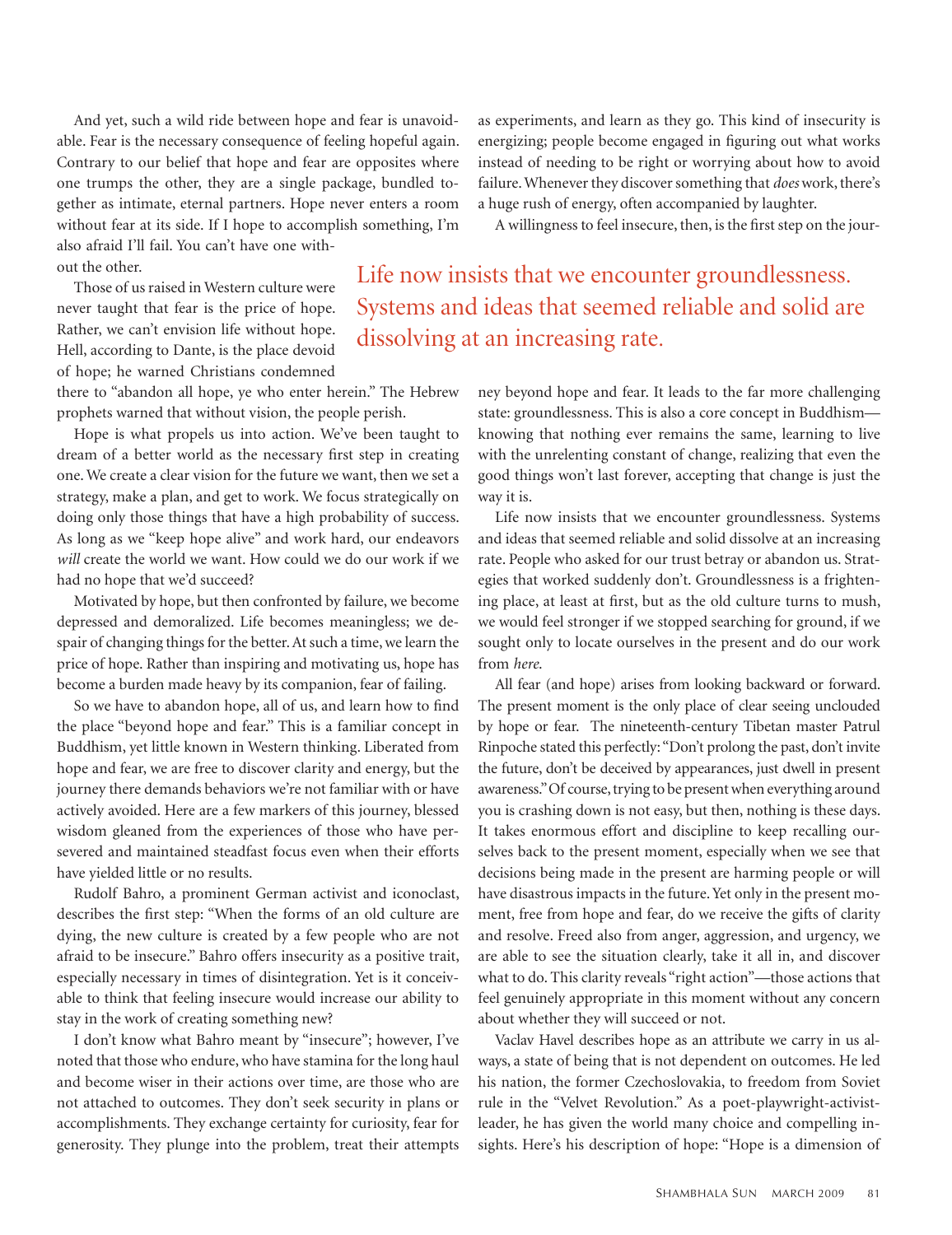And yet, such a wild ride between hope and fear is unavoidable. Fear is the necessary consequence of feeling hopeful again. Contrary to our belief that hope and fear are opposites where one trumps the other, they are a single package, bundled together as intimate, eternal partners. Hope never enters a room without fear at its side. If I hope to accomplish something, I'm also afraid I'll fail. You can't have one without the other.

Those of us raised in Western culture were never taught that fear is the price of hope. Rather, we can't envision life without hope. Hell, according to Dante, is the place devoid of hope; he warned Christians condemned there to "abandon all hope, ye who enter herein." The Hebrew prophets warned that without vision, the people perish.

Hope is what propels us into action. We've been taught to dream of a better world as the necessary first step in creating one. We create a clear vision for the future we want, then we set a strategy, make a plan, and get to work. We focus strategically on doing only those things that have a high probability of success. As long as we "keep hope alive" and work hard, our endeavors *will* create the world we want. How could we do our work if we had no hope that we'd succeed?

Motivated by hope, but then confronted by failure, we become depressed and demoralized. Life becomes meaningless; we despair of changing things for the better. At such a time, we learn the price of hope. Rather than inspiring and motivating us, hope has become a burden made heavy by its companion, fear of failing.

So we have to abandon hope, all of us, and learn how to find the place "beyond hope and fear." This is a familiar concept in Buddhism, yet little known in Western thinking. Liberated from hope and fear, we are free to discover clarity and energy, but the journey there demands behaviors we're not familiar with or have actively avoided. Here are a few markers of this journey, blessed wisdom gleaned from the experiences of those who have persevered and maintained steadfast focus even when their efforts have yielded little or no results.

Rudolf Bahro, a prominent German activist and iconoclast, describes the first step: "When the forms of an old culture are dying, the new culture is created by a few people who are not afraid to be insecure." Bahro offers insecurity as a positive trait, especially necessary in times of disintegration. Yet is it conceivable to think that feeling insecure would increase our ability to stay in the work of creating something new?

I don't know what Bahro meant by "insecure"; however, I've noted that those who endure, who have stamina for the long haul and become wiser in their actions over time, are those who are not attached to outcomes. They don't seek security in plans or accomplishments. They exchange certainty for curiosity, fear for generosity. They plunge into the problem, treat their attempts as experiments, and learn as they go. This kind of insecurity is energizing; people become engaged in figuring out what works instead of needing to be right or worrying about how to avoid failure. Whenever they discover something that *does* work, there's a huge rush of energy, often accompanied by laughter.

A willingness to feel insecure, then, is the first step on the journey beyond hope and fear. It leads to the far more challenging state: groundlessness. This is also a core concept in Buddhism—knowing that nothing ever remains the same, learning to live with the unrelenting constant of change, realizing that even the good things won't last forever, accepting that change is just the way it is.

> Life now insists that we encounter groundlessness. Systems and ideas that seemed reliable and solid are dissolving at an increasing rate.

Life now insists that we encounter groundlessness. Systems and ideas that seemed reliable and solid dissolve at an increasing rate. People who asked for our trust betray or abandon us. Strategies that worked suddenly don't. Groundlessness is a frightening place, at least at first, but as the old culture turns to mush, we would feel stronger if we stopped searching for ground, if we sought only to locate ourselves in the present and do our work from *here*.

All fear (and hope) arises from looking backward or forward. The present moment is the only place of clear seeing unclouded by hope or fear. The nineteenth-century Tibetan master Patrul Rinpoche stated this perfectly: "Don't prolong the past, don't invite the future, don't be deceived by appearances, just dwell in present awareness." Of course, trying to be present when everything around you is crashing down is not easy, but then, nothing is these days. It takes enormous effort and discipline to keep recalling ourselves back to the present moment, especially when we see that decisions being made in the present are harming people or will have disastrous impacts in the future. Yet only in the present moment, free from hope and fear, do we receive the gifts of clarity and resolve. Freed also from anger, aggression, and urgency, we are able to see the situation clearly, take it all in, and discover what to do. This clarity reveals "right action"—those actions that feel genuinely appropriate in this moment without any concern about whether they will succeed or not.

Vaclav Havel describes hope as an attribute we carry in us always, a state of being that is not dependent on outcomes. He led his nation, the former Czechoslovakia, to freedom from Soviet rule in the "Velvet Revolution." As a poet-playwright-activist-leader, he has given the world many choice and compelling insights. Here's his description of hope: "Hope is a dimension of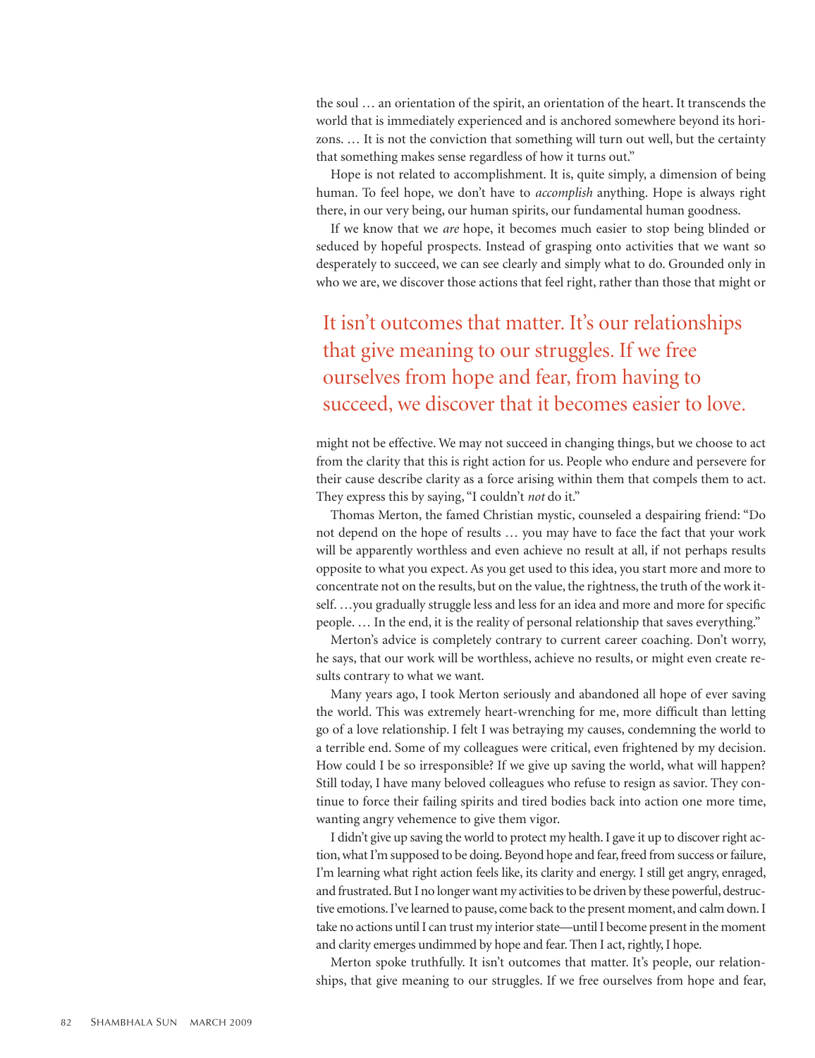the soul … an orientation of the spirit, an orientation of the heart. It transcends the world that is immediately experienced and is anchored somewhere beyond its horizons. … It is not the conviction that something will turn out well, but the certainty that something makes sense regardless of how it turns out."

Hope is not related to accomplishment. It is, quite simply, a dimension of being human. To feel hope, we don't have to *accomplish* anything. Hope is always right there, in our very being, our human spirits, our fundamental human goodness.

If we know that we *are* hope, it becomes much easier to stop being blinded or seduced by hopeful prospects. Instead of grasping onto activities that we want so desperately to succeed, we can see clearly and simply what to do. Grounded only in who we are, we discover those actions that feel right, rather than those that might or might not be effective. We may not succeed in changing things, but we choose to act from the clarity that this is right action for us. People who endure and persevere for their cause describe clarity as a force arising within them that compels them to act. They express this by saying, "I couldn't *not* do it."

> It isn't outcomes that matter. It's our relationships that give meaning to our struggles. If we free ourselves from hope and fear, from having to succeed, we discover that it becomes easier to love.

Thomas Merton, the famed Christian mystic, counseled a despairing friend: "Do not depend on the hope of results … you may have to face the fact that your work will be apparently worthless and even achieve no result at all, if not perhaps results opposite to what you expect. As you get used to this idea, you start more and more to concentrate not on the results, but on the value, the rightness, the truth of the work itself. …you gradually struggle less and less for an idea and more and more for specific people. … In the end, it is the reality of personal relationship that saves everything."

Merton's advice is completely contrary to current career coaching. Don't worry, he says, that our work will be worthless, achieve no results, or might even create results contrary to what we want.

Many years ago, I took Merton seriously and abandoned all hope of ever saving the world. This was extremely heart-wrenching for me, more difficult than letting go of a love relationship. I felt I was betraying my causes, condemning the world to a terrible end. Some of my colleagues were critical, even frightened by my decision. How could I be so irresponsible? If we give up saving the world, what will happen? Still today, I have many beloved colleagues who refuse to resign as savior. They continue to force their failing spirits and tired bodies back into action one more time, wanting angry vehemence to give them vigor.

I didn't give up saving the world to protect my health. I gave it up to discover right action, what I'm supposed to be doing. Beyond hope and fear, freed from success or failure, I'm learning what right action feels like, its clarity and energy. I still get angry, enraged, and frustrated. But I no longer want my activities to be driven by these powerful, destructive emotions. I've learned to pause, come back to the present moment, and calm down. I take no actions until I can trust my interior state—until I become present in the moment and clarity emerges undimmed by hope and fear. Then I act, rightly, I hope.

Merton spoke truthfully. It isn't outcomes that matter. It's people, our relationships, that give meaning to our struggles. If we free ourselves from hope and fear,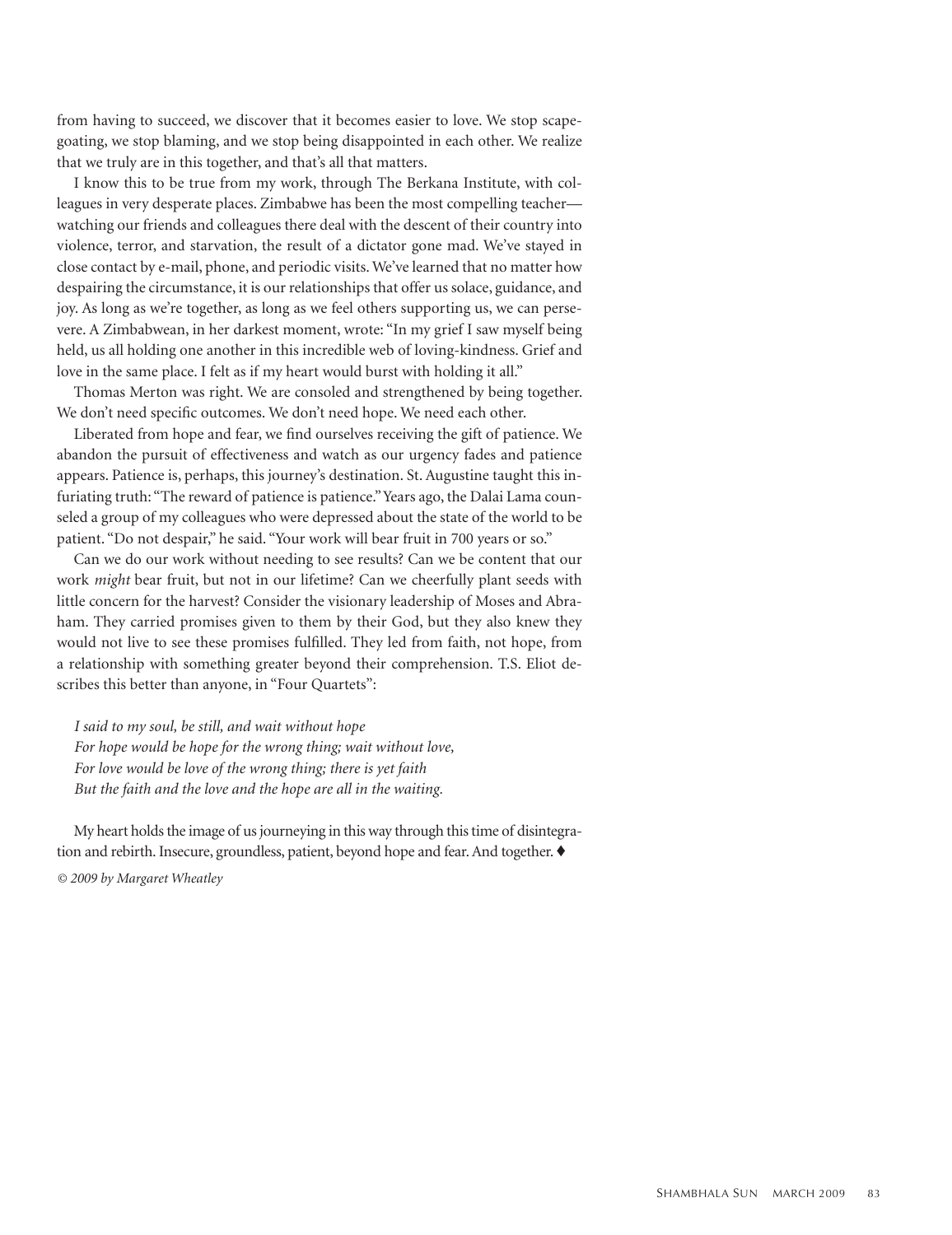from having to succeed, we discover that it becomes easier to love. We stop scapegoating, we stop blaming, and we stop being disappointed in each other. We realize that we truly are in this together, and that's all that matters.

I know this to be true from my work, through The Berkana Institute, with colleagues in very desperate places. Zimbabwe has been the most compelling teacher—watching our friends and colleagues there deal with the descent of their country into violence, terror, and starvation, the result of a dictator gone mad. We've stayed in close contact by e-mail, phone, and periodic visits. We've learned that no matter how despairing the circumstance, it is our relationships that offer us solace, guidance, and joy. As long as we're together, as long as we feel others supporting us, we can persevere. A Zimbabwean, in her darkest moment, wrote: "In my grief I saw myself being held, us all holding one another in this incredible web of loving-kindness. Grief and love in the same place. I felt as if my heart would burst with holding it all."

Thomas Merton was right. We are consoled and strengthened by being together. We don't need specific outcomes. We don't need hope. We need each other.

Liberated from hope and fear, we find ourselves receiving the gift of patience. We abandon the pursuit of effectiveness and watch as our urgency fades and patience appears. Patience is, perhaps, this journey's destination. St. Augustine taught this infuriating truth: "The reward of patience is patience." Years ago, the Dalai Lama counseled a group of my colleagues who were depressed about the state of the world to be patient. "Do not despair," he said. "Your work will bear fruit in 700 years or so."

Can we do our work without needing to see results? Can we be content that our work *might* bear fruit, but not in our lifetime? Can we cheerfully plant seeds with little concern for the harvest? Consider the visionary leadership of Moses and Abraham. They carried promises given to them by their God, but they also knew they would not live to see these promises fulfilled. They led from faith, not hope, from a relationship with something greater beyond their comprehension. T.S. Eliot describes this better than anyone, in "Four Quartets":

*I said to my soul, be still, and wait without hope*
*For hope would be hope for the wrong thing; wait without love,*
*For love would be love of the wrong thing; there is yet faith*
*But the faith and the love and the hope are all in the waiting.*

My heart holds the image of us journeying in this way through this time of disintegration and rebirth. Insecure, groundless, patient, beyond hope and fear. And together. ♦

*© 2009 by Margaret Wheatley*